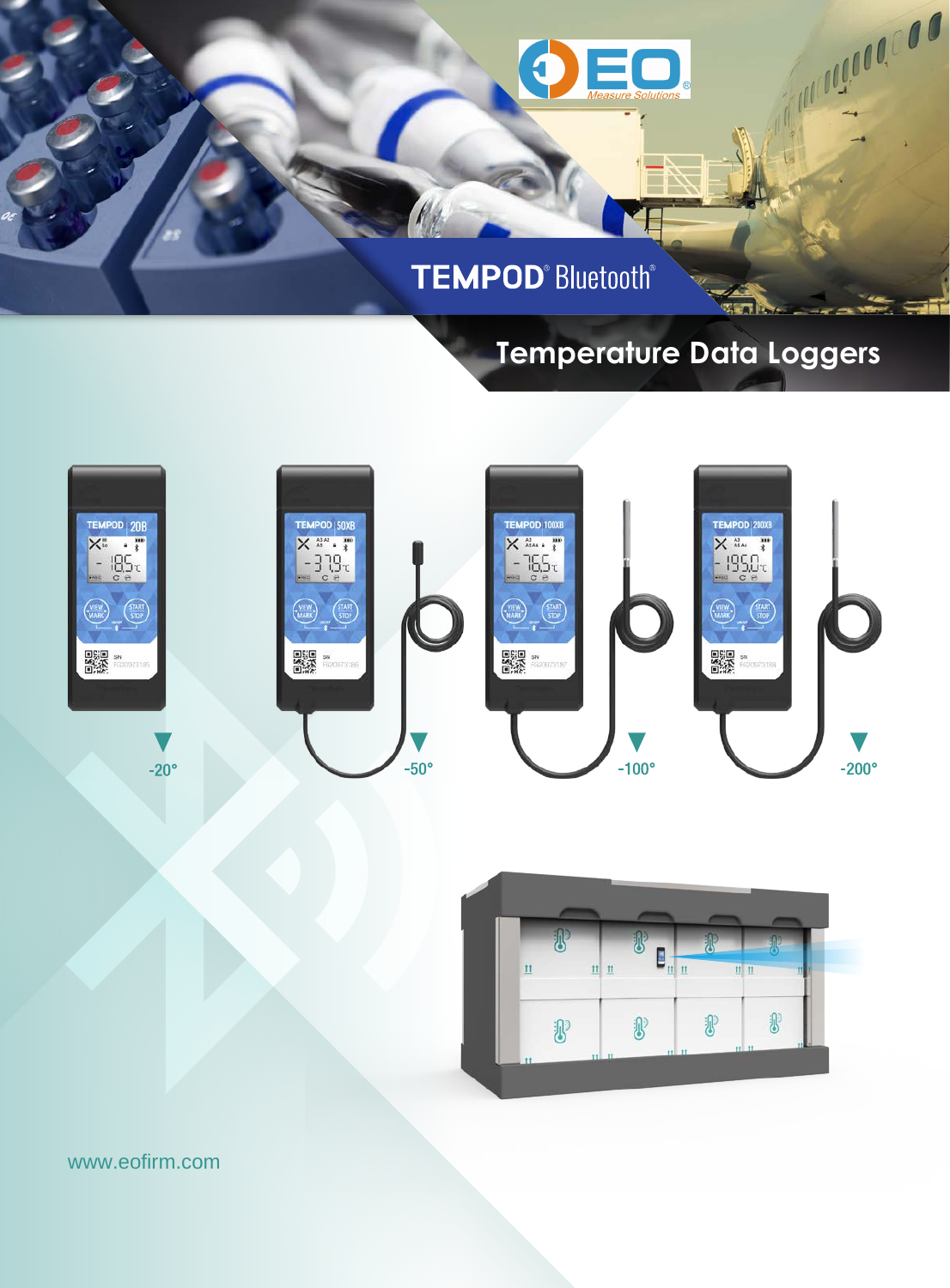# TEMPOD® Bluetooth®

## Temperature Data Loggers

-20°

-50°

-100°

-200°

www.eofirm.com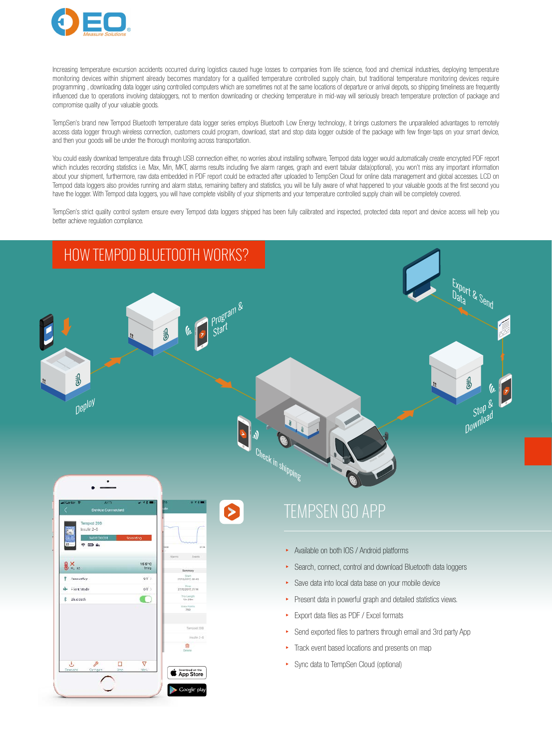Increasing temperature excursion accidents occurred during logistics caused huge losses to companies from life science, food and chemical industries, deploying temperature monitoring devices within shipment already becomes mandatory for a qualified temperature controlled supply chain, but traditional temperature monitoring devices require programming , downloading data logger using controlled computers which are sometimes not at the same locations of departure or arrival depots, so shipping timeliness are frequently influenced due to operations involving dataloggers, not to mention downloading or checking temperature in mid-way will seriously breach temperature protection of package and compromise quality of your valuable goods.

TempSen's brand new Tempod Bluetooth temperature data logger series employs Bluetooth Low Energy technology, it brings customers the unparalleled advantages to remotely access data logger through wireless connection, customers could program, download, start and stop data logger outside of the package with few finger-taps on your smart device, and then your goods will be under the thorough monitoring across transportation.

You could easily download temperature data through USB connection either, no worries about installing software, Tempod data logger would automatically create encrypted PDF report which includes recording statistics i.e. Max, Min, MKT, alarms results including five alarm ranges, graph and event tabular data(optional), you won't miss any important information about your shipment, furthermore, raw data embedded in PDF report could be extracted after uploaded to TempSen Cloud for online data management and global accesses. LCD on Tempod data loggers also provides running and alarm status, remaining battery and statistics, you will be fully aware of what happened to your valuable goods at the first second you have the logger. With Tempod data loggers, you will have complete visibility of your shipments and your temperature controlled supply chain will be completely covered.

TempSen's strict quality control system ensure every Tempod data loggers shipped has been fully calibrated and inspected, protected data report and device access will help you better achieve regulation compliance.

## HOW TEMPOD BLUETOOTH WORKS?

Deploy → Program & Start → Check in shipping → Stop & Download → Export & Send Data

## TEMPSEN GO APP

- Available on both IOS / Android platforms
- Search, connect, control and download Bluetooth data loggers
- Save data into local data base on your mobile device
- Present data in powerful graph and detailed statistics views.
- Export data files as PDF / Excel formats
- Send exported files to partners through email and 3rd party App
- Track event based locations and presents on map
- Sync data to TempSen Cloud (optional)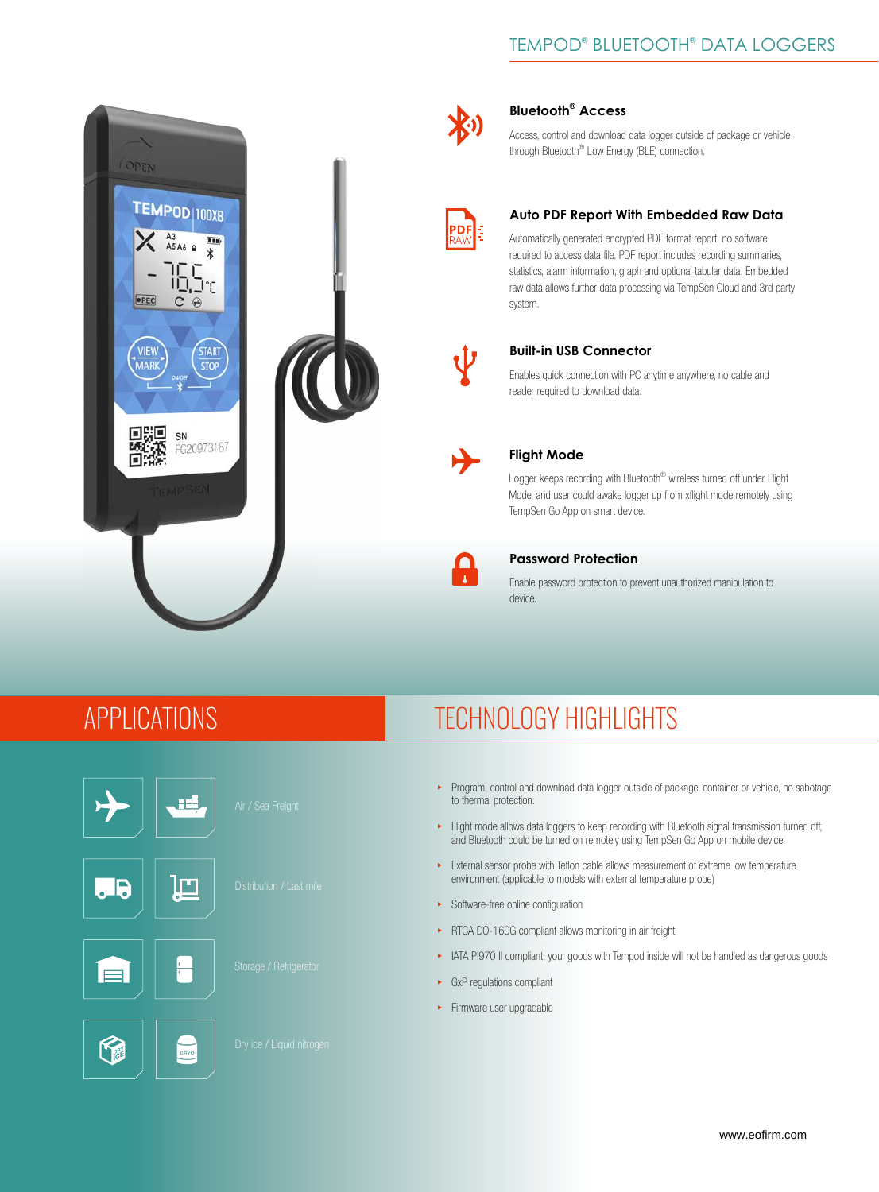# TEMPOD® BLUETOOTH® DATA LOGGERS

### Bluetooth® Access

Access, control and download data logger outside of package or vehicle through Bluetooth® Low Energy (BLE) connection.

### Auto PDF Report With Embedded Raw Data

Automatically generated encrypted PDF format report, no software required to access data file. PDF report includes recording summaries, statistics, alarm information, graph and optional tabular data. Embedded raw data allows further data processing via TempSen Cloud and 3rd party system.

### Built-in USB Connector

Enables quick connection with PC anytime anywhere, no cable and reader required to download data.

### Flight Mode

Logger keeps recording with Bluetooth® wireless turned off under Flight Mode, and user could awake logger up from xflight mode remotely using TempSen Go App on smart device.

### Password Protection

Enable password protection to prevent unauthorized manipulation to device.

## APPLICATIONS

- Air / Sea Freight
- Distribution / Last mile
- Storage / Refrigerator
- Dry ice / Liquid nitrogen

## TECHNOLOGY HIGHLIGHTS

- Program, control and download data logger outside of package, container or vehicle, no sabotage to thermal protection.
- Flight mode allows data loggers to keep recording with Bluetooth signal transmission turned off, and Bluetooth could be turned on remotely using TempSen Go App on mobile device.
- External sensor probe with Teflon cable allows measurement of extreme low temperature environment (applicable to models with external temperature probe)
- Software-free online configuration
- RTCA DO-160G compliant allows monitoring in air freight
- IATA PI970 II compliant, your goods with Tempod inside will not be handled as dangerous goods
- GxP regulations compliant
- Firmware user upgradable

www.eofirm.com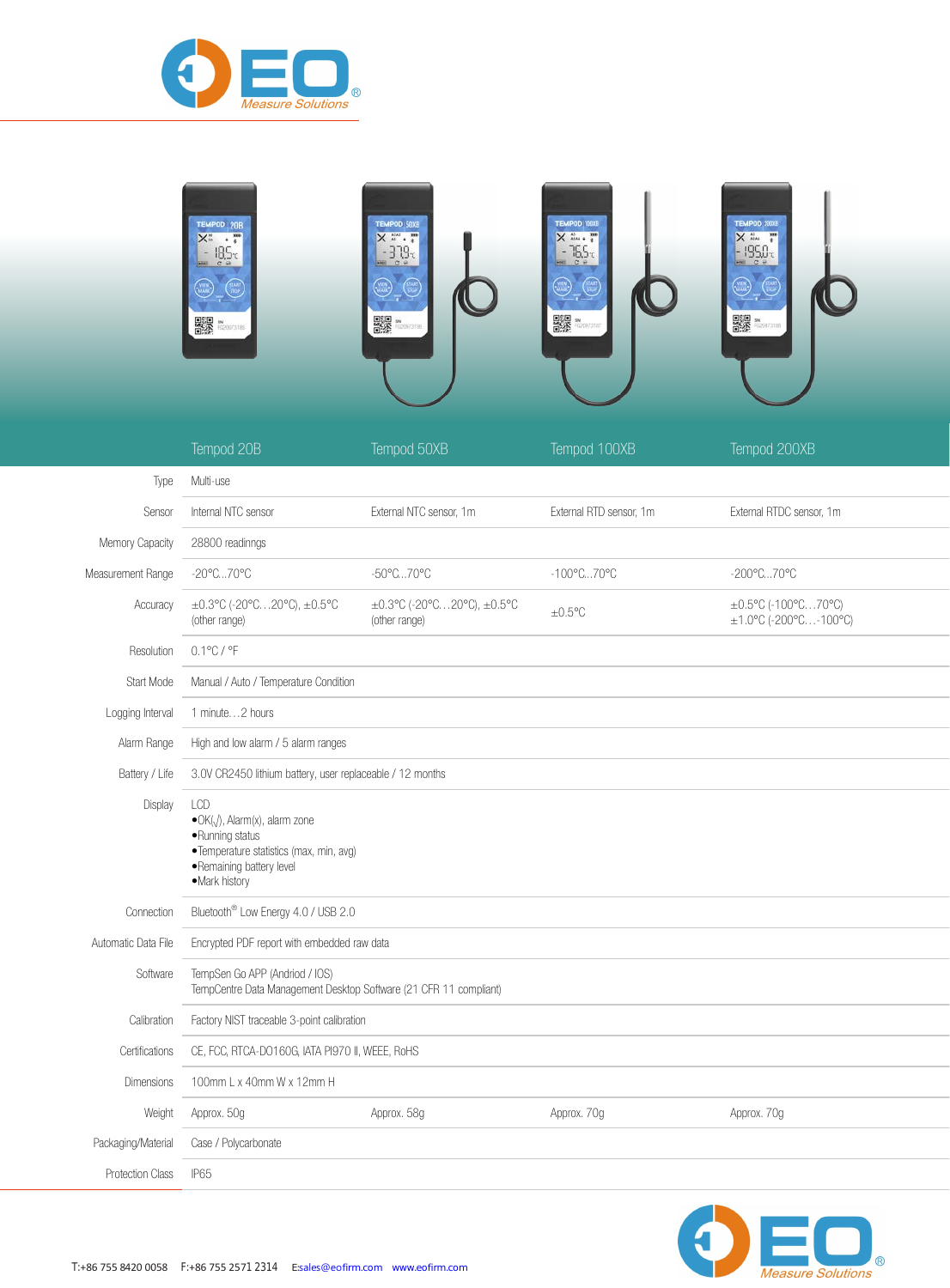| | Tempod 20B | Tempod 50XB | Tempod 100XB | Tempod 200XB |
|---|---|---|---|---|
| Type | Multi-use | | | |
| Sensor | Internal NTC sensor | External NTC sensor, 1m | External RTD sensor, 1m | External RTDC sensor, 1m |
| Memory Capacity | 28800 readinngs | | | |
| Measurement Range | -20°C...70°C | -50°C...70°C | -100°C...70°C | -200°C...70°C |
| Accuracy | ±0.3°C (-20°C…20°C), ±0.5°C (other range) | ±0.3°C (-20°C…20°C), ±0.5°C (other range) | ±0.5°C | ±0.5°C (-100°C…70°C) ±1.0°C (-200°C…-100°C) |
| Resolution | 0.1°C / °F | | | |
| Start Mode | Manual / Auto / Temperature Condition | | | |
| Logging Interval | 1 minute…2 hours | | | |
| Alarm Range | High and low alarm / 5 alarm ranges | | | |
| Battery / Life | 3.0V CR2450 lithium battery, user replaceable / 12 months | | | |
| Display | LCD<br>•OK(√), Alarm(x), alarm zone<br>•Running status<br>•Temperature statistics (max, min, avg)<br>•Remaining battery level<br>•Mark history | | | |
| Connection | Bluetooth® Low Energy 4.0 / USB 2.0 | | | |
| Automatic Data File | Encrypted PDF report with embedded raw data | | | |
| Software | TempSen Go APP (Andriod / IOS)<br>TempCentre Data Management Desktop Software (21 CFR 11 compliant) | | | |
| Calibration | Factory NIST traceable 3-point calibration | | | |
| Certifications | CE, FCC, RTCA-DO160G, IATA PI970 II, WEEE, RoHS | | | |
| Dimensions | 100mm L x 40mm W x 12mm H | | | |
| Weight | Approx. 50g | Approx. 58g | Approx. 70g | Approx. 70g |
| Packaging/Material | Case / Polycarbonate | | | |
| Protection Class | IP65 | | | |

T:+86 755 8420 0058 F:+86 755 2571 2314 E:sales@eofirm.com www.eofirm.com